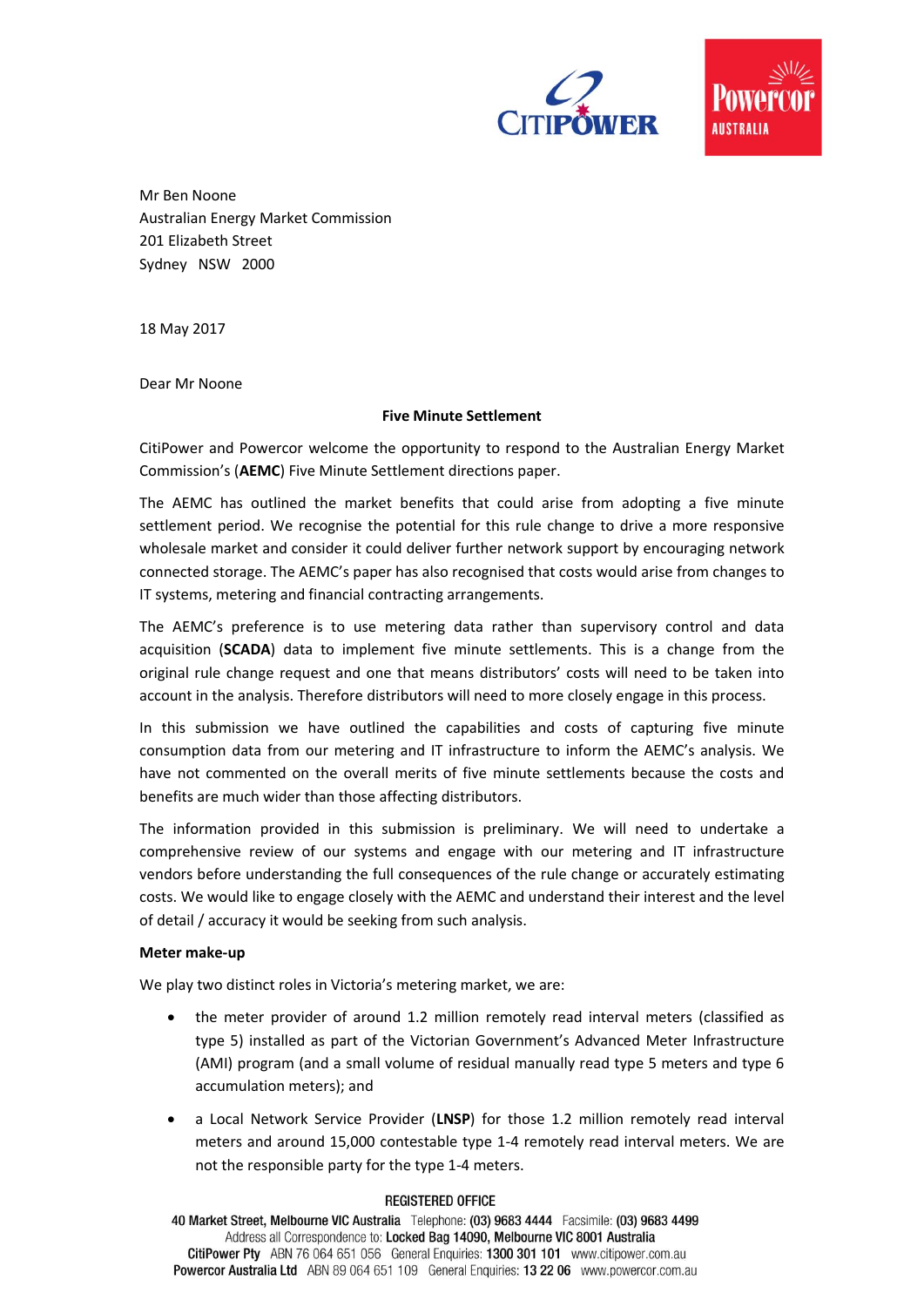Mr Ben Noone
Australian Energy Market Commission
201 Elizabeth Street
Sydney NSW 2000

18 May 2017

Dear Mr Noone

**Five Minute Settlement**

CitiPower and Powercor welcome the opportunity to respond to the Australian Energy Market Commission's (**AEMC**) Five Minute Settlement directions paper.

The AEMC has outlined the market benefits that could arise from adopting a five minute settlement period. We recognise the potential for this rule change to drive a more responsive wholesale market and consider it could deliver further network support by encouraging network connected storage. The AEMC's paper has also recognised that costs would arise from changes to IT systems, metering and financial contracting arrangements.

The AEMC's preference is to use metering data rather than supervisory control and data acquisition (**SCADA**) data to implement five minute settlements. This is a change from the original rule change request and one that means distributors' costs will need to be taken into account in the analysis. Therefore distributors will need to more closely engage in this process.

In this submission we have outlined the capabilities and costs of capturing five minute consumption data from our metering and IT infrastructure to inform the AEMC's analysis. We have not commented on the overall merits of five minute settlements because the costs and benefits are much wider than those affecting distributors.

The information provided in this submission is preliminary. We will need to undertake a comprehensive review of our systems and engage with our metering and IT infrastructure vendors before understanding the full consequences of the rule change or accurately estimating costs. We would like to engage closely with the AEMC and understand their interest and the level of detail / accuracy it would be seeking from such analysis.

**Meter make-up**

We play two distinct roles in Victoria's metering market, we are:

- the meter provider of around 1.2 million remotely read interval meters (classified as type 5) installed as part of the Victorian Government's Advanced Meter Infrastructure (AMI) program (and a small volume of residual manually read type 5 meters and type 6 accumulation meters); and
- a Local Network Service Provider (**LNSP**) for those 1.2 million remotely read interval meters and around 15,000 contestable type 1-4 remotely read interval meters. We are not the responsible party for the type 1-4 meters.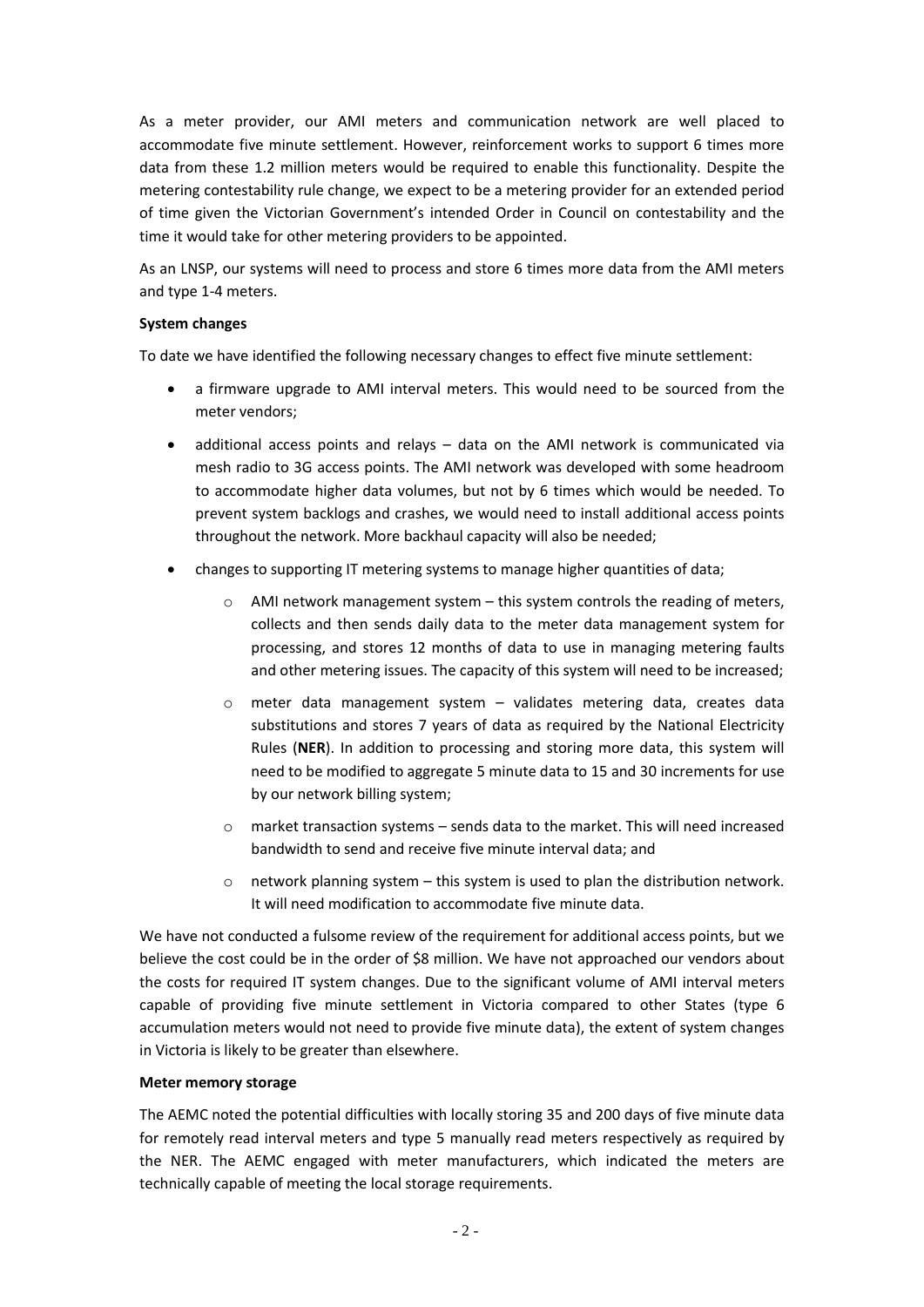As a meter provider, our AMI meters and communication network are well placed to accommodate five minute settlement. However, reinforcement works to support 6 times more data from these 1.2 million meters would be required to enable this functionality. Despite the metering contestability rule change, we expect to be a metering provider for an extended period of time given the Victorian Government's intended Order in Council on contestability and the time it would take for other metering providers to be appointed.

As an LNSP, our systems will need to process and store 6 times more data from the AMI meters and type 1-4 meters.

**System changes**

To date we have identified the following necessary changes to effect five minute settlement:

- a firmware upgrade to AMI interval meters. This would need to be sourced from the meter vendors;
- additional access points and relays – data on the AMI network is communicated via mesh radio to 3G access points. The AMI network was developed with some headroom to accommodate higher data volumes, but not by 6 times which would be needed. To prevent system backlogs and crashes, we would need to install additional access points throughout the network. More backhaul capacity will also be needed;
- changes to supporting IT metering systems to manage higher quantities of data;
    - AMI network management system – this system controls the reading of meters, collects and then sends daily data to the meter data management system for processing, and stores 12 months of data to use in managing metering faults and other metering issues. The capacity of this system will need to be increased;
    - meter data management system – validates metering data, creates data substitutions and stores 7 years of data as required by the National Electricity Rules (**NER**). In addition to processing and storing more data, this system will need to be modified to aggregate 5 minute data to 15 and 30 increments for use by our network billing system;
    - market transaction systems – sends data to the market. This will need increased bandwidth to send and receive five minute interval data; and
    - network planning system – this system is used to plan the distribution network. It will need modification to accommodate five minute data.

We have not conducted a fulsome review of the requirement for additional access points, but we believe the cost could be in the order of $8 million. We have not approached our vendors about the costs for required IT system changes. Due to the significant volume of AMI interval meters capable of providing five minute settlement in Victoria compared to other States (type 6 accumulation meters would not need to provide five minute data), the extent of system changes in Victoria is likely to be greater than elsewhere.

**Meter memory storage**

The AEMC noted the potential difficulties with locally storing 35 and 200 days of five minute data for remotely read interval meters and type 5 manually read meters respectively as required by the NER. The AEMC engaged with meter manufacturers, which indicated the meters are technically capable of meeting the local storage requirements.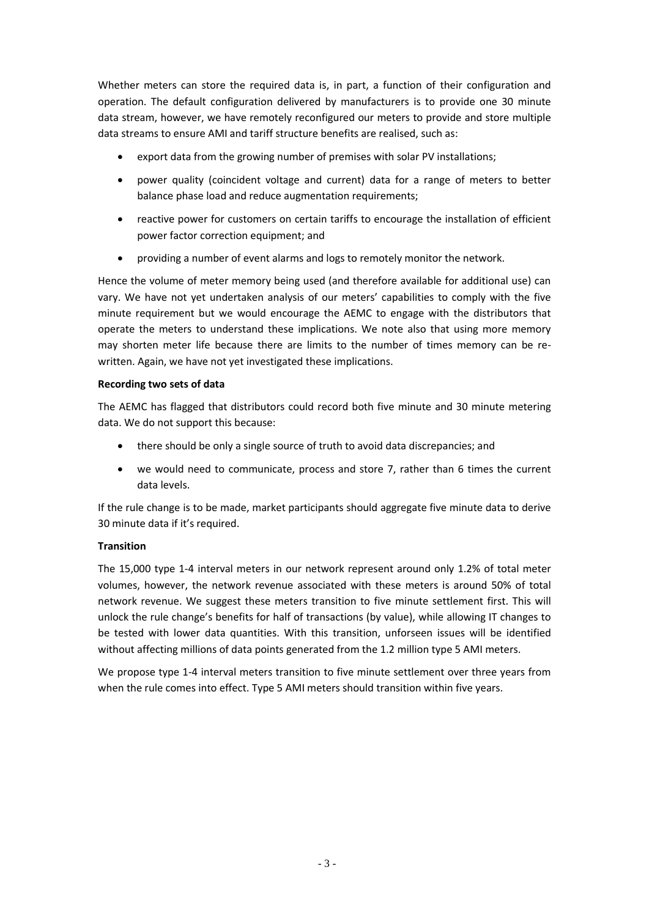Whether meters can store the required data is, in part, a function of their configuration and operation. The default configuration delivered by manufacturers is to provide one 30 minute data stream, however, we have remotely reconfigured our meters to provide and store multiple data streams to ensure AMI and tariff structure benefits are realised, such as:

- export data from the growing number of premises with solar PV installations;
- power quality (coincident voltage and current) data for a range of meters to better balance phase load and reduce augmentation requirements;
- reactive power for customers on certain tariffs to encourage the installation of efficient power factor correction equipment; and
- providing a number of event alarms and logs to remotely monitor the network.

Hence the volume of meter memory being used (and therefore available for additional use) can vary. We have not yet undertaken analysis of our meters' capabilities to comply with the five minute requirement but we would encourage the AEMC to engage with the distributors that operate the meters to understand these implications. We note also that using more memory may shorten meter life because there are limits to the number of times memory can be re-written. Again, we have not yet investigated these implications.

**Recording two sets of data**

The AEMC has flagged that distributors could record both five minute and 30 minute metering data. We do not support this because:

- there should be only a single source of truth to avoid data discrepancies; and
- we would need to communicate, process and store 7, rather than 6 times the current data levels.

If the rule change is to be made, market participants should aggregate five minute data to derive 30 minute data if it's required.

**Transition**

The 15,000 type 1-4 interval meters in our network represent around only 1.2% of total meter volumes, however, the network revenue associated with these meters is around 50% of total network revenue. We suggest these meters transition to five minute settlement first. This will unlock the rule change's benefits for half of transactions (by value), while allowing IT changes to be tested with lower data quantities. With this transition, unforseen issues will be identified without affecting millions of data points generated from the 1.2 million type 5 AMI meters.

We propose type 1-4 interval meters transition to five minute settlement over three years from when the rule comes into effect. Type 5 AMI meters should transition within five years.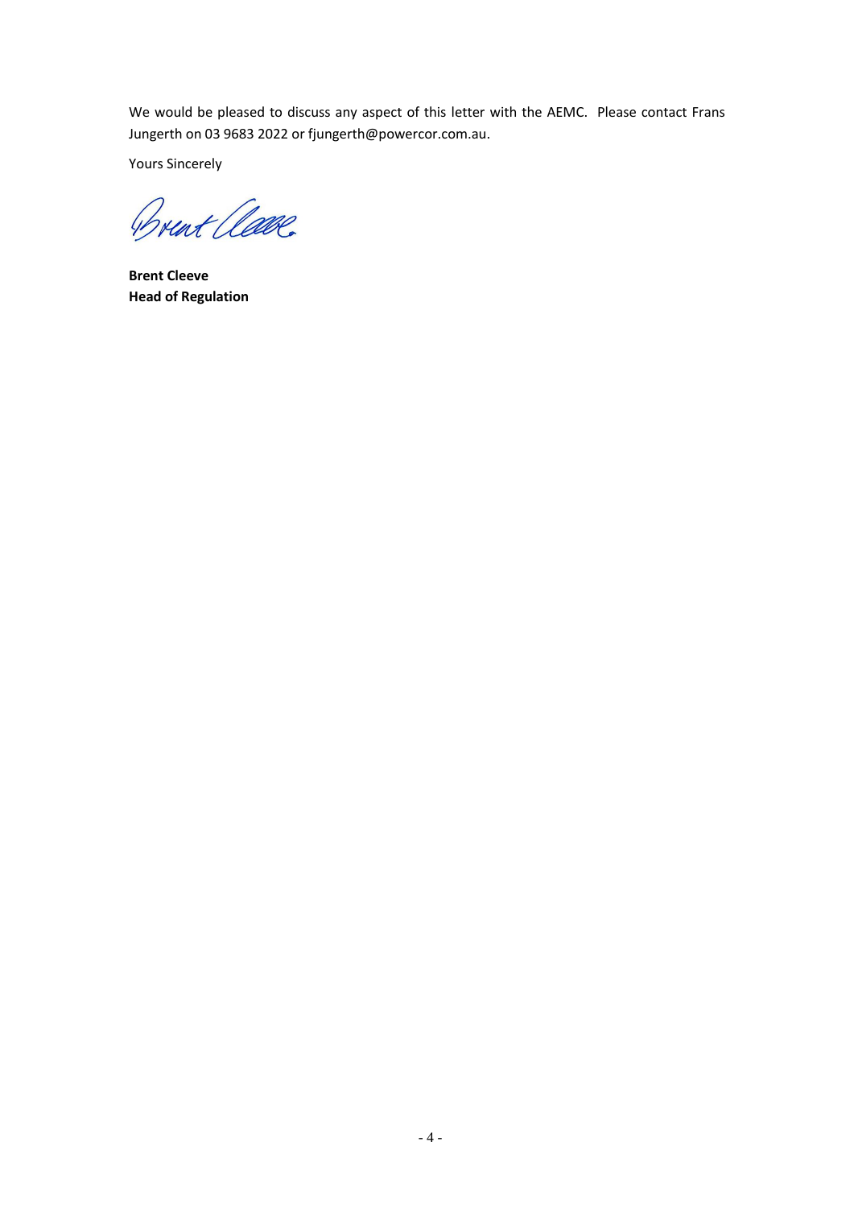We would be pleased to discuss any aspect of this letter with the AEMC. Please contact Frans Jungerth on 03 9683 2022 or fjungerth@powercor.com.au.

Yours Sincerely

**Brent Cleeve**
**Head of Regulation**